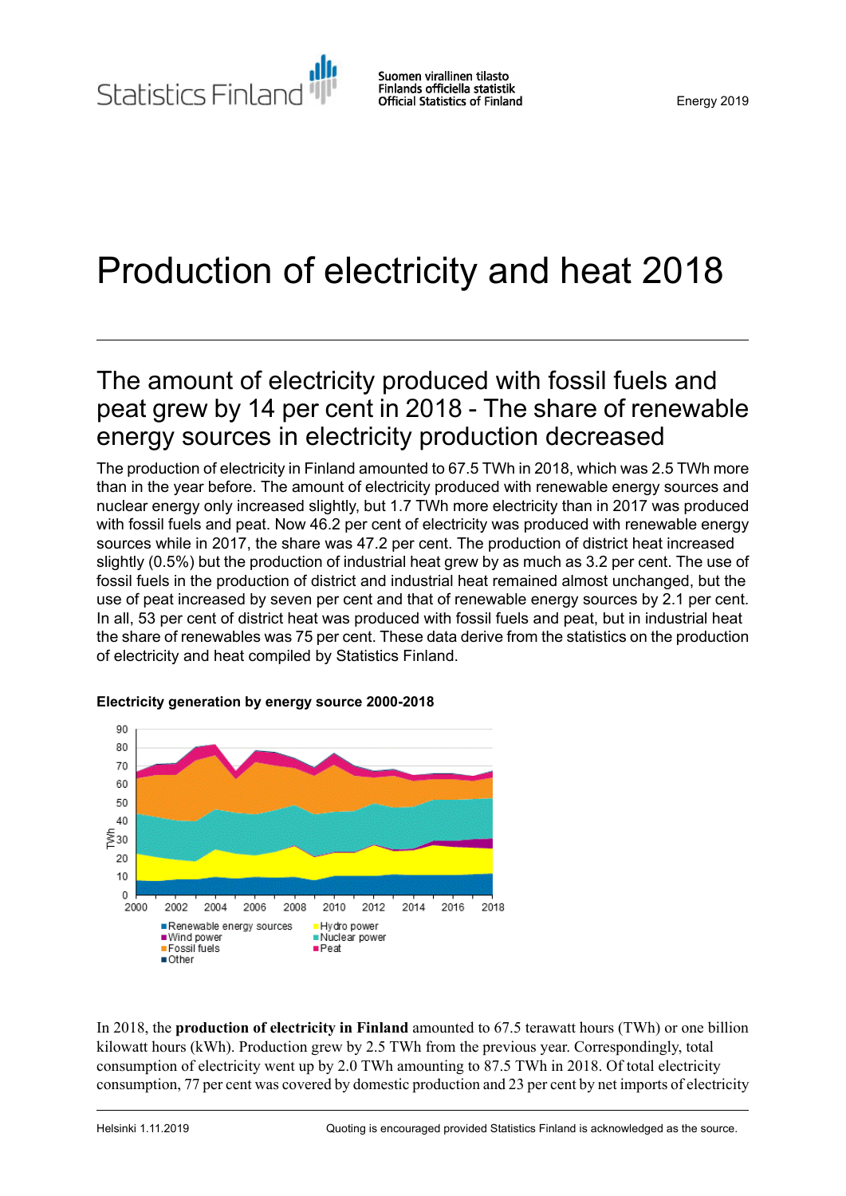Statistics Finland

Suomen virallinen tilasto
Finlands officiella statistik
Official Statistics of Finland

Energy 2019

# Production of electricity and heat 2018

## The amount of electricity produced with fossil fuels and peat grew by 14 per cent in 2018 - The share of renewable energy sources in electricity production decreased

The production of electricity in Finland amounted to 67.5 TWh in 2018, which was 2.5 TWh more than in the year before. The amount of electricity produced with renewable energy sources and nuclear energy only increased slightly, but 1.7 TWh more electricity than in 2017 was produced with fossil fuels and peat. Now 46.2 per cent of electricity was produced with renewable energy sources while in 2017, the share was 47.2 per cent. The production of district heat increased slightly (0.5%) but the production of industrial heat grew by as much as 3.2 per cent. The use of fossil fuels in the production of district and industrial heat remained almost unchanged, but the use of peat increased by seven per cent and that of renewable energy sources by 2.1 per cent. In all, 53 per cent of district heat was produced with fossil fuels and peat, but in industrial heat the share of renewables was 75 per cent. These data derive from the statistics on the production of electricity and heat compiled by Statistics Finland.

**Electricity generation by energy source 2000-2018**

In 2018, the **production of electricity in Finland** amounted to 67.5 terawatt hours (TWh) or one billion kilowatt hours (kWh). Production grew by 2.5 TWh from the previous year. Correspondingly, total consumption of electricity went up by 2.0 TWh amounting to 87.5 TWh in 2018. Of total electricity consumption, 77 per cent was covered by domestic production and 23 per cent by net imports of electricity

Helsinki 1.11.2019

Quoting is encouraged provided Statistics Finland is acknowledged as the source.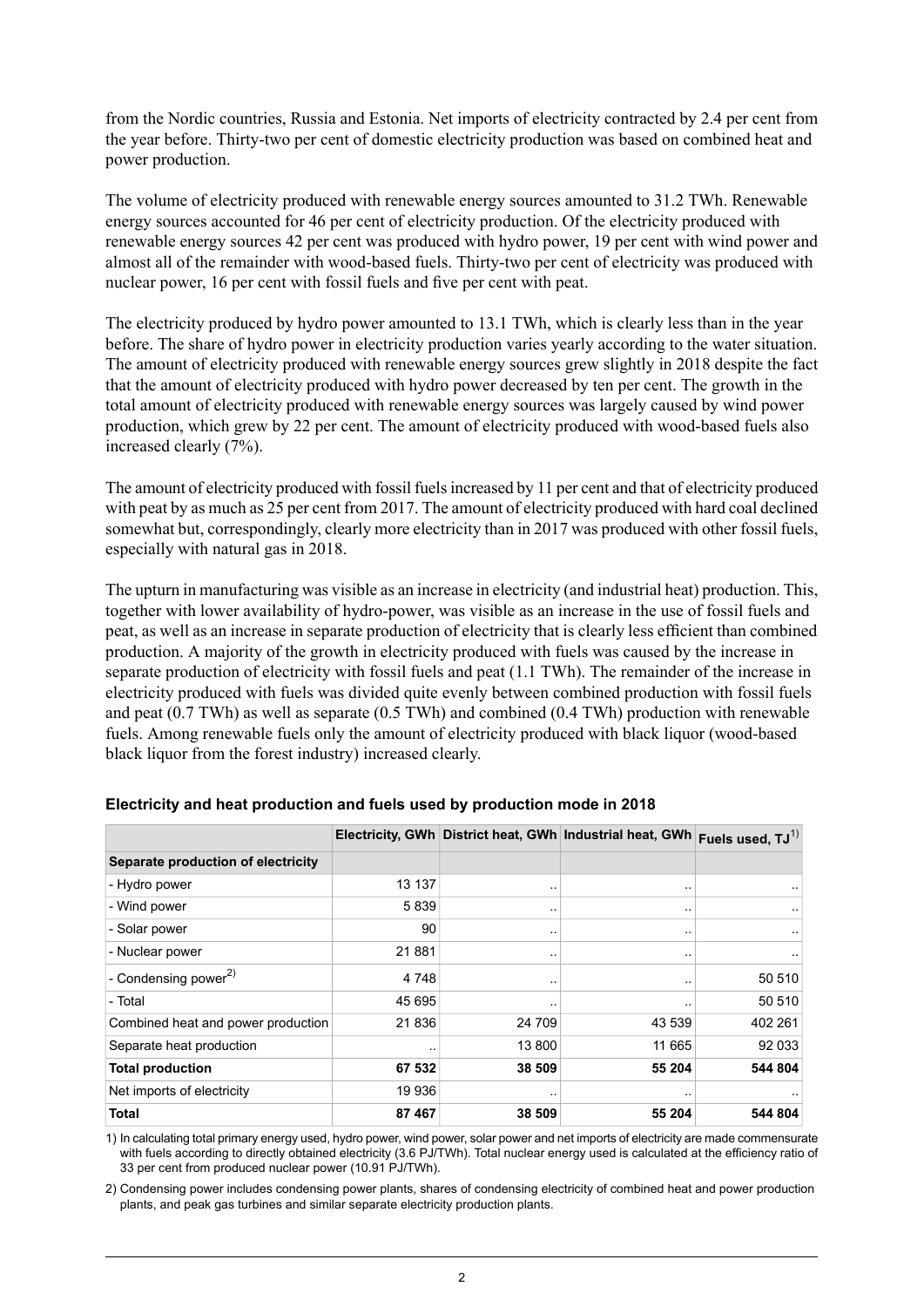from the Nordic countries, Russia and Estonia. Net imports of electricity contracted by 2.4 per cent from the year before. Thirty-two per cent of domestic electricity production was based on combined heat and power production.

The volume of electricity produced with renewable energy sources amounted to 31.2 TWh. Renewable energy sources accounted for 46 per cent of electricity production. Of the electricity produced with renewable energy sources 42 per cent was produced with hydro power, 19 per cent with wind power and almost all of the remainder with wood-based fuels. Thirty-two per cent of electricity was produced with nuclear power, 16 per cent with fossil fuels and five per cent with peat.

The electricity produced by hydro power amounted to 13.1 TWh, which is clearly less than in the year before. The share of hydro power in electricity production varies yearly according to the water situation. The amount of electricity produced with renewable energy sources grew slightly in 2018 despite the fact that the amount of electricity produced with hydro power decreased by ten per cent. The growth in the total amount of electricity produced with renewable energy sources was largely caused by wind power production, which grew by 22 per cent. The amount of electricity produced with wood-based fuels also increased clearly (7%).

The amount of electricity produced with fossil fuels increased by 11 per cent and that of electricity produced with peat by as much as 25 per cent from 2017. The amount of electricity produced with hard coal declined somewhat but, correspondingly, clearly more electricity than in 2017 was produced with other fossil fuels, especially with natural gas in 2018.

The upturn in manufacturing was visible as an increase in electricity (and industrial heat) production. This, together with lower availability of hydro-power, was visible as an increase in the use of fossil fuels and peat, as well as an increase in separate production of electricity that is clearly less efficient than combined production. A majority of the growth in electricity produced with fuels was caused by the increase in separate production of electricity with fossil fuels and peat (1.1 TWh). The remainder of the increase in electricity produced with fuels was divided quite evenly between combined production with fossil fuels and peat (0.7 TWh) as well as separate (0.5 TWh) and combined (0.4 TWh) production with renewable fuels. Among renewable fuels only the amount of electricity produced with black liquor (wood-based black liquor from the forest industry) increased clearly.

**Electricity and heat production and fuels used by production mode in 2018**

| | Electricity, GWh | District heat, GWh | Industrial heat, GWh | Fuels used, TJ[1] |
|---|---|---|---|---|
| **Separate production of electricity** | | | | |
| - Hydro power | 13 137 | .. | .. | .. |
| - Wind power | 5 839 | .. | .. | .. |
| - Solar power | 90 | .. | .. | .. |
| - Nuclear power | 21 881 | .. | .. | .. |
| - Condensing power[2] | 4 748 | .. | .. | 50 510 |
| - Total | 45 695 | .. | .. | 50 510 |
| Combined heat and power production | 21 836 | 24 709 | 43 539 | 402 261 |
| Separate heat production | .. | 13 800 | 11 665 | 92 033 |
| **Total production** | **67 532** | **38 509** | **55 204** | **544 804** |
| Net imports of electricity | 19 936 | .. | .. | .. |
| **Total** | **87 467** | **38 509** | **55 204** | **544 804** |

1) In calculating total primary energy used, hydro power, wind power, solar power and net imports of electricity are made commensurate with fuels according to directly obtained electricity (3.6 PJ/TWh). Total nuclear energy used is calculated at the efficiency ratio of 33 per cent from produced nuclear power (10.91 PJ/TWh).

2) Condensing power includes condensing power plants, shares of condensing electricity of combined heat and power production plants, and peak gas turbines and similar separate electricity production plants.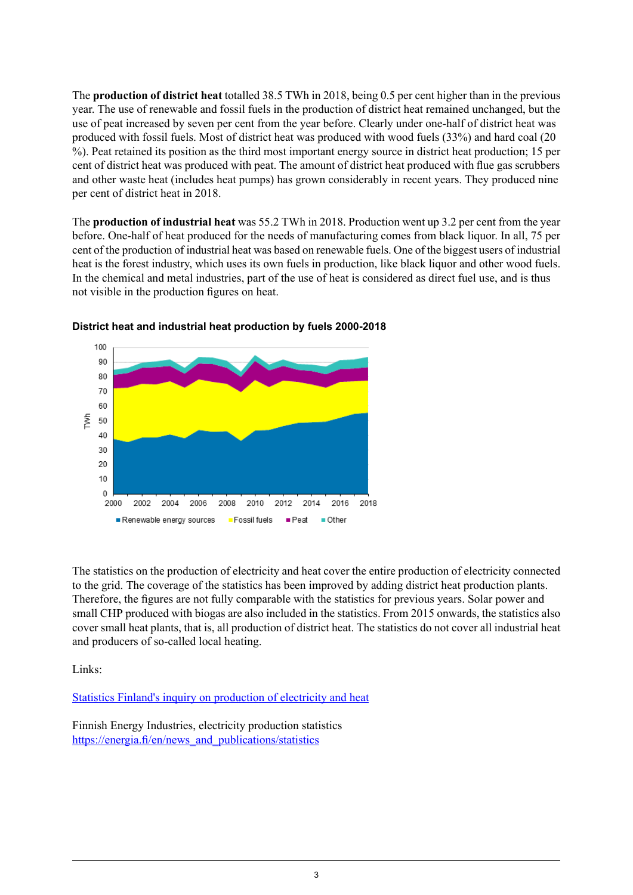The **production of district heat** totalled 38.5 TWh in 2018, being 0.5 per cent higher than in the previous year. The use of renewable and fossil fuels in the production of district heat remained unchanged, but the use of peat increased by seven per cent from the year before. Clearly under one-half of district heat was produced with fossil fuels. Most of district heat was produced with wood fuels (33%) and hard coal (20 %). Peat retained its position as the third most important energy source in district heat production; 15 per cent of district heat was produced with peat. The amount of district heat produced with flue gas scrubbers and other waste heat (includes heat pumps) has grown considerably in recent years. They produced nine per cent of district heat in 2018.

The **production of industrial heat** was 55.2 TWh in 2018. Production went up 3.2 per cent from the year before. One-half of heat produced for the needs of manufacturing comes from black liquor. In all, 75 per cent of the production of industrial heat was based on renewable fuels. One of the biggest users of industrial heat is the forest industry, which uses its own fuels in production, like black liquor and other wood fuels. In the chemical and metal industries, part of the use of heat is considered as direct fuel use, and is thus not visible in the production figures on heat.

**District heat and industrial heat production by fuels 2000-2018**

The statistics on the production of electricity and heat cover the entire production of electricity connected to the grid. The coverage of the statistics has been improved by adding district heat production plants. Therefore, the figures are not fully comparable with the statistics for previous years. Solar power and small CHP produced with biogas are also included in the statistics. From 2015 onwards, the statistics also cover small heat plants, that is, all production of district heat. The statistics do not cover all industrial heat and producers of so-called local heating.

Links:

[Statistics Finland's inquiry on production of electricity and heat]

Finnish Energy Industries, electricity production statistics
https://energia.fi/en/news_and_publications/statistics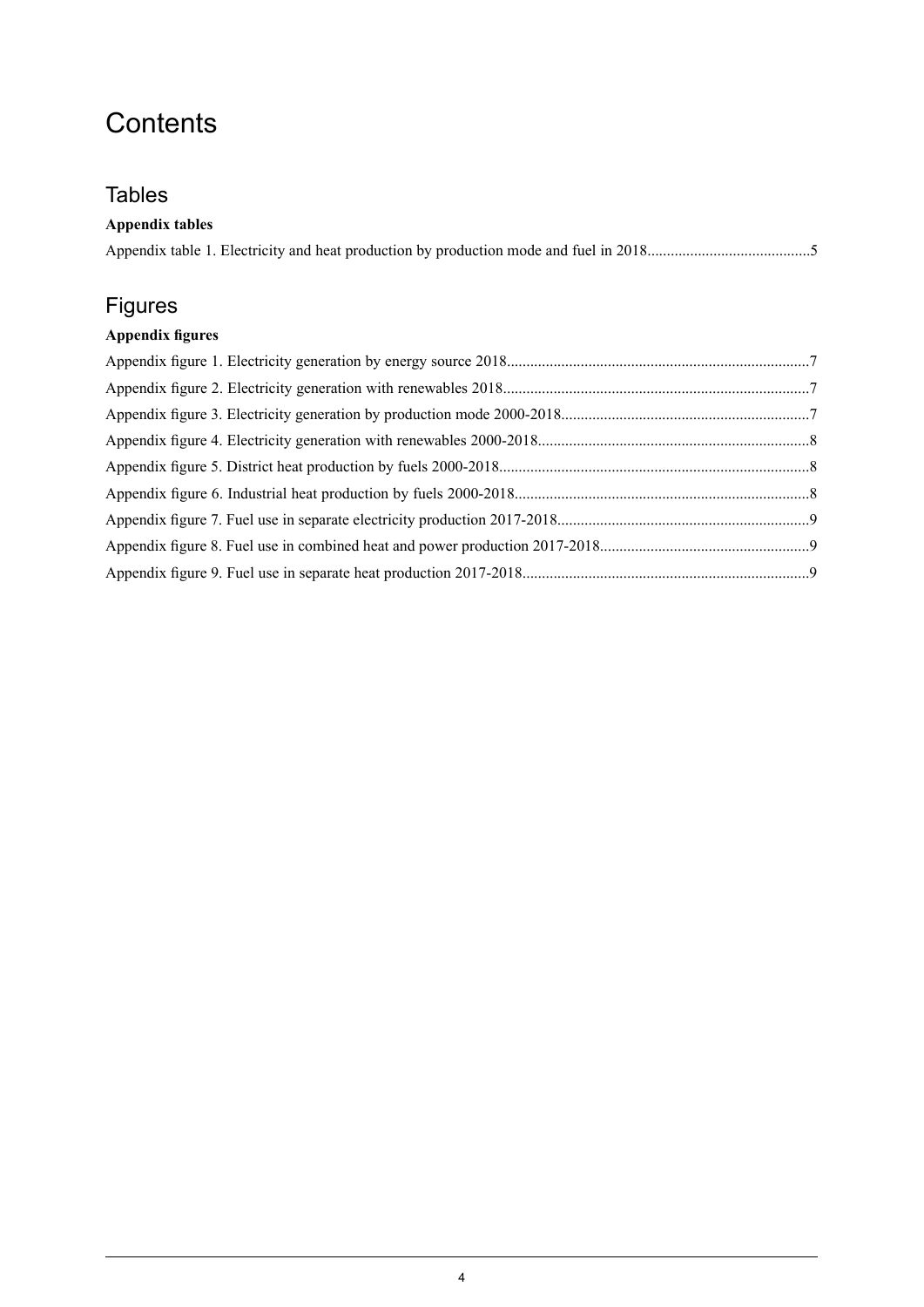# Contents

## Tables

**Appendix tables**

Appendix table 1. Electricity and heat production by production mode and fuel in 2018..........................................5

## Figures

**Appendix figures**

Appendix figure 1. Electricity generation by energy source 2018.............................................................................7

Appendix figure 2. Electricity generation with renewables 2018..............................................................................7

Appendix figure 3. Electricity generation by production mode 2000-2018...............................................................7

Appendix figure 4. Electricity generation with renewables 2000-2018.....................................................................8

Appendix figure 5. District heat production by fuels 2000-2018...............................................................................8

Appendix figure 6. Industrial heat production by fuels 2000-2018...........................................................................8

Appendix figure 7. Fuel use in separate electricity production 2017-2018................................................................9

Appendix figure 8. Fuel use in combined heat and power production 2017-2018.....................................................9

Appendix figure 9. Fuel use in separate heat production 2017-2018.........................................................................9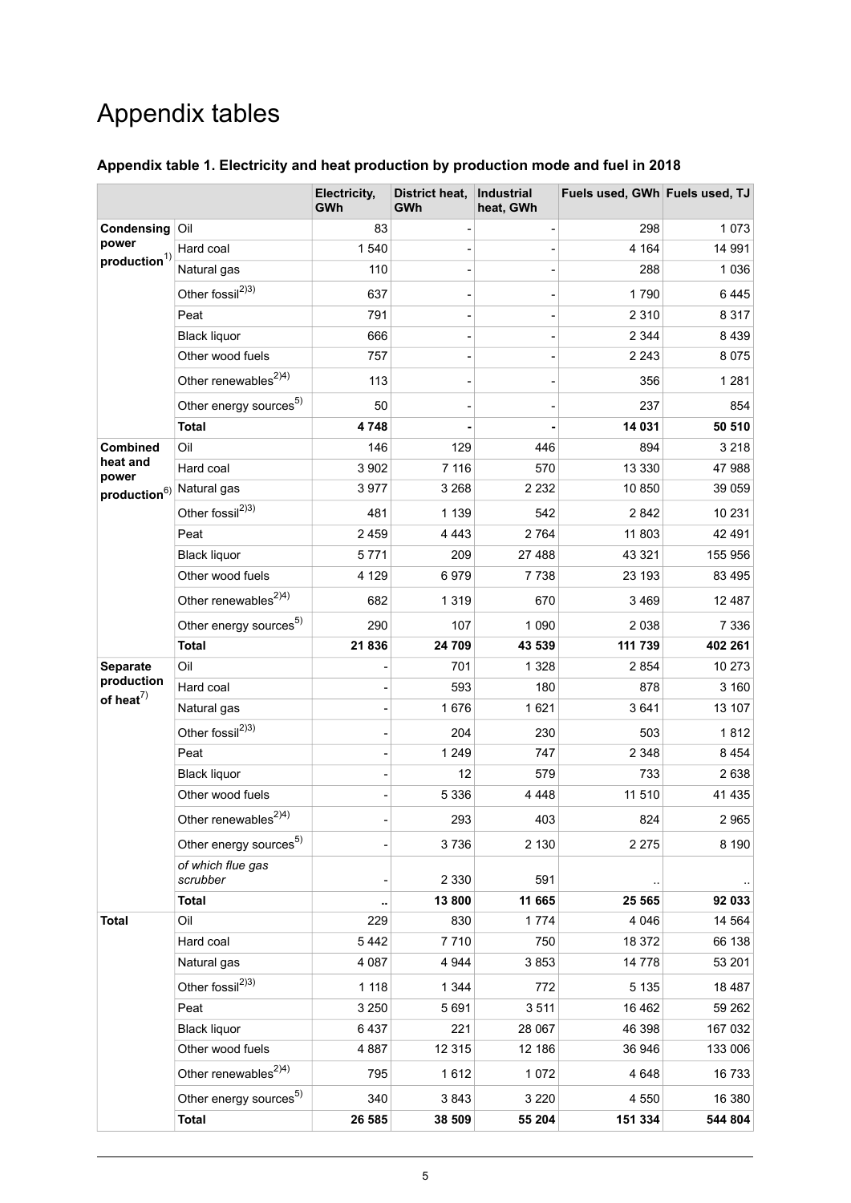# Appendix tables

### Appendix table 1. Electricity and heat production by production mode and fuel in 2018

| | | Electricity, GWh | District heat, GWh | Industrial heat, GWh | Fuels used, GWh | Fuels used, TJ |
|---|---|---|---|---|---|---|
| **Condensing power production**[1)] | Oil | 83 | - | - | 298 | 1 073 |
| | Hard coal | 1 540 | - | - | 4 164 | 14 991 |
| | Natural gas | 110 | - | - | 288 | 1 036 |
| | Other fossil[2)3)] | 637 | - | - | 1 790 | 6 445 |
| | Peat | 791 | - | - | 2 310 | 8 317 |
| | Black liquor | 666 | - | - | 2 344 | 8 439 |
| | Other wood fuels | 757 | - | - | 2 243 | 8 075 |
| | Other renewables[2)4)] | 113 | - | - | 356 | 1 281 |
| | Other energy sources[5)] | 50 | - | - | 237 | 854 |
| | **Total** | **4 748** | **-** | **-** | **14 031** | **50 510** |
| **Combined heat and power production**[6)] | Oil | 146 | 129 | 446 | 894 | 3 218 |
| | Hard coal | 3 902 | 7 116 | 570 | 13 330 | 47 988 |
| | Natural gas | 3 977 | 3 268 | 2 232 | 10 850 | 39 059 |
| | Other fossil[2)3)] | 481 | 1 139 | 542 | 2 842 | 10 231 |
| | Peat | 2 459 | 4 443 | 2 764 | 11 803 | 42 491 |
| | Black liquor | 5 771 | 209 | 27 488 | 43 321 | 155 956 |
| | Other wood fuels | 4 129 | 6 979 | 7 738 | 23 193 | 83 495 |
| | Other renewables[2)4)] | 682 | 1 319 | 670 | 3 469 | 12 487 |
| | Other energy sources[5)] | 290 | 107 | 1 090 | 2 038 | 7 336 |
| | **Total** | **21 836** | **24 709** | **43 539** | **111 739** | **402 261** |
| **Separate production of heat**[7)] | Oil | - | 701 | 1 328 | 2 854 | 10 273 |
| | Hard coal | - | 593 | 180 | 878 | 3 160 |
| | Natural gas | - | 1 676 | 1 621 | 3 641 | 13 107 |
| | Other fossil[2)3)] | - | 204 | 230 | 503 | 1 812 |
| | Peat | - | 1 249 | 747 | 2 348 | 8 454 |
| | Black liquor | - | 12 | 579 | 733 | 2 638 |
| | Other wood fuels | - | 5 336 | 4 448 | 11 510 | 41 435 |
| | Other renewables[2)4)] | - | 293 | 403 | 824 | 2 965 |
| | Other energy sources[5)] | - | 3 736 | 2 130 | 2 275 | 8 190 |
| | *of which flue gas scrubber* | - | 2 330 | 591 | .. | .. |
| | **Total** | **..** | **13 800** | **11 665** | **25 565** | **92 033** |
| **Total** | Oil | 229 | 830 | 1 774 | 4 046 | 14 564 |
| | Hard coal | 5 442 | 7 710 | 750 | 18 372 | 66 138 |
| | Natural gas | 4 087 | 4 944 | 3 853 | 14 778 | 53 201 |
| | Other fossil[2)3)] | 1 118 | 1 344 | 772 | 5 135 | 18 487 |
| | Peat | 3 250 | 5 691 | 3 511 | 16 462 | 59 262 |
| | Black liquor | 6 437 | 221 | 28 067 | 46 398 | 167 032 |
| | Other wood fuels | 4 887 | 12 315 | 12 186 | 36 946 | 133 006 |
| | Other renewables[2)4)] | 795 | 1 612 | 1 072 | 4 648 | 16 733 |
| | Other energy sources[5)] | 340 | 3 843 | 3 220 | 4 550 | 16 380 |
| | **Total** | **26 585** | **38 509** | **55 204** | **151 334** | **544 804** |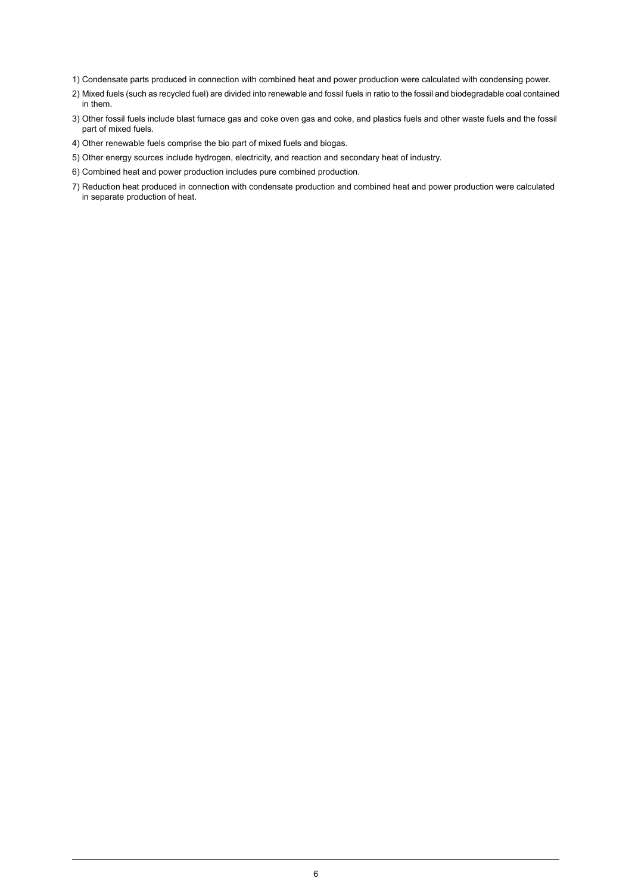1) Condensate parts produced in connection with combined heat and power production were calculated with condensing power.

2) Mixed fuels (such as recycled fuel) are divided into renewable and fossil fuels in ratio to the fossil and biodegradable coal contained in them.

3) Other fossil fuels include blast furnace gas and coke oven gas and coke, and plastics fuels and other waste fuels and the fossil part of mixed fuels.

4) Other renewable fuels comprise the bio part of mixed fuels and biogas.

5) Other energy sources include hydrogen, electricity, and reaction and secondary heat of industry.

6) Combined heat and power production includes pure combined production.

7) Reduction heat produced in connection with condensate production and combined heat and power production were calculated in separate production of heat.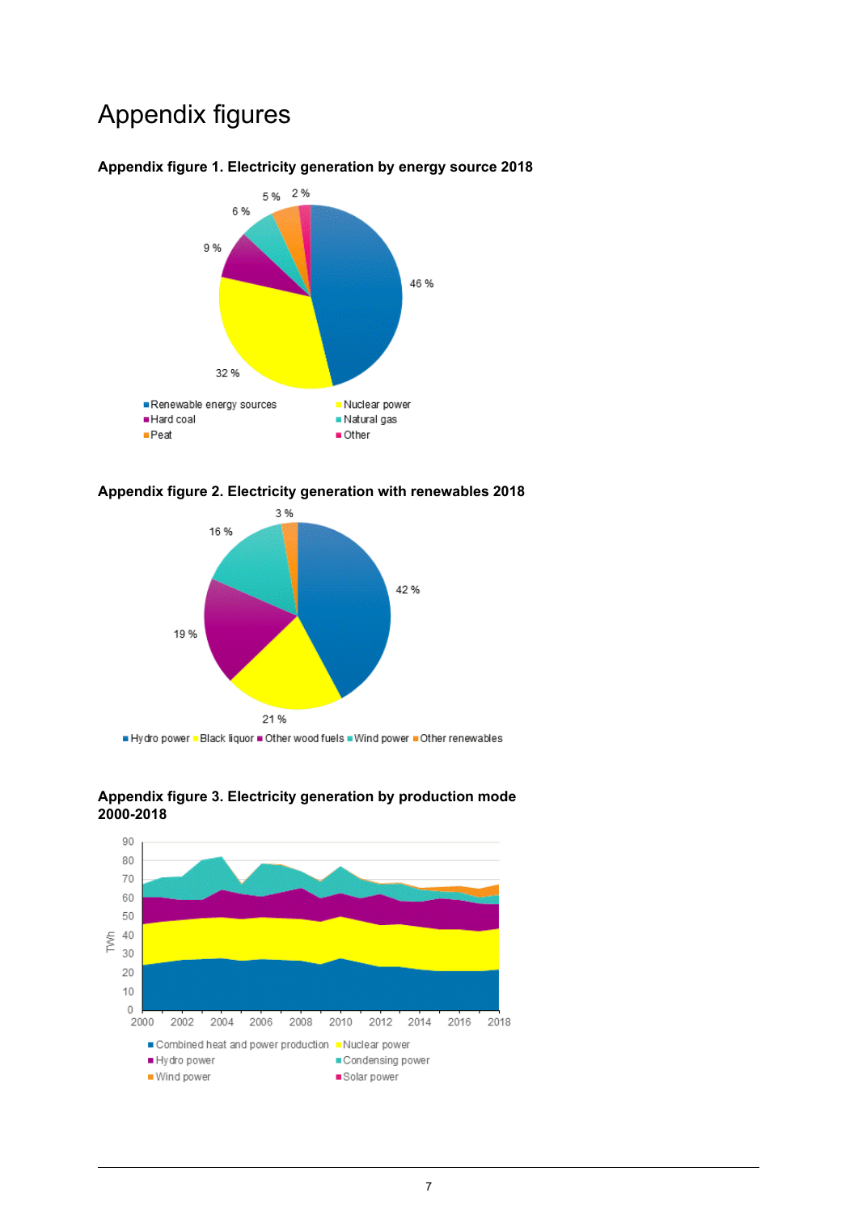# Appendix figures

**Appendix figure 1. Electricity generation by energy source 2018**

46 %, 32 %, 9 %, 6 %, 5 %, 2 %

Renewable energy sources, Nuclear power, Hard coal, Natural gas, Peat, Other

**Appendix figure 2. Electricity generation with renewables 2018**

42 %, 21 %, 19 %, 16 %, 3 %

Hydro power, Black liquor, Other wood fuels, Wind power, Other renewables

**Appendix figure 3. Electricity generation by production mode 2000-2018**

TWh

Combined heat and power production, Nuclear power, Hydro power, Condensing power, Wind power, Solar power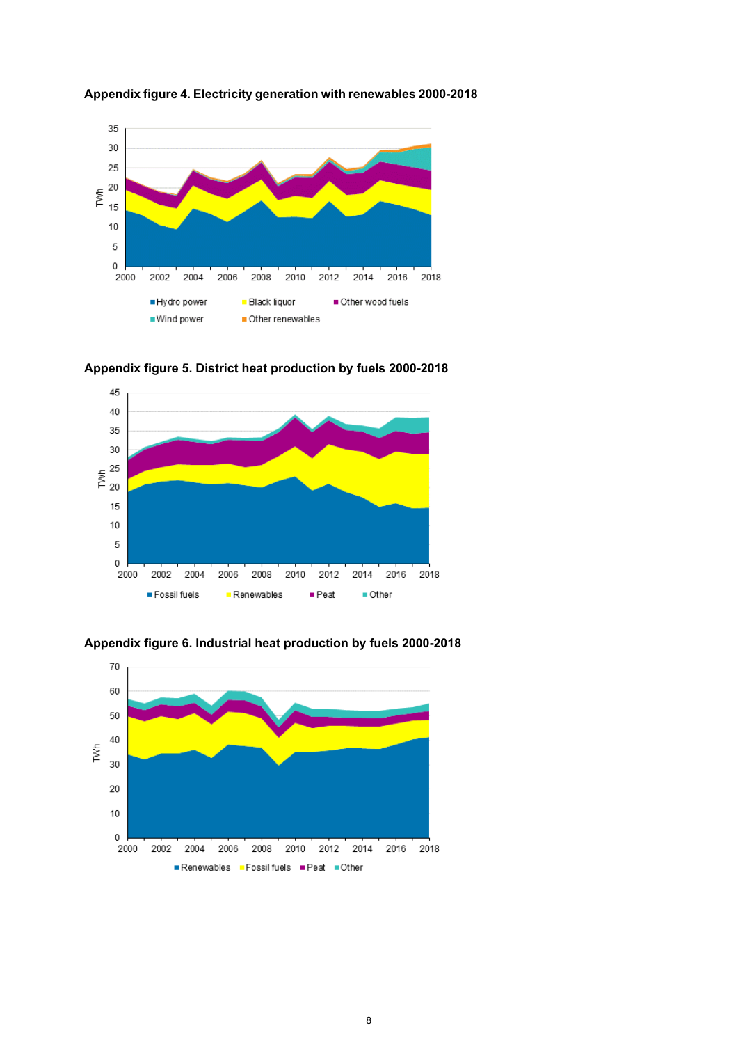**Appendix figure 4. Electricity generation with renewables 2000-2018**

**Appendix figure 5. District heat production by fuels 2000-2018**

**Appendix figure 6. Industrial heat production by fuels 2000-2018**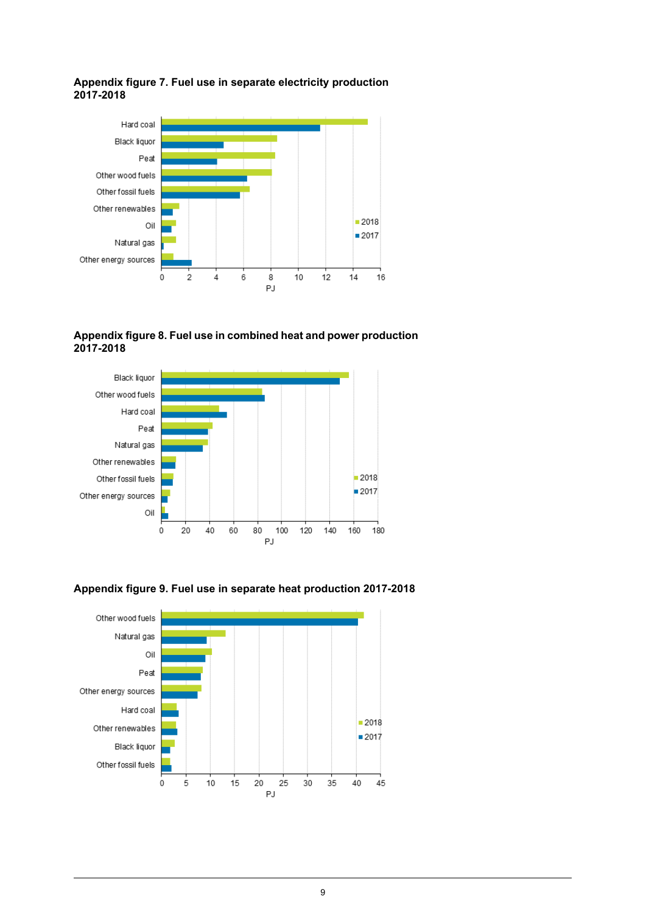**Appendix figure 7. Fuel use in separate electricity production 2017-2018**

**Appendix figure 8. Fuel use in combined heat and power production 2017-2018**

**Appendix figure 9. Fuel use in separate heat production 2017-2018**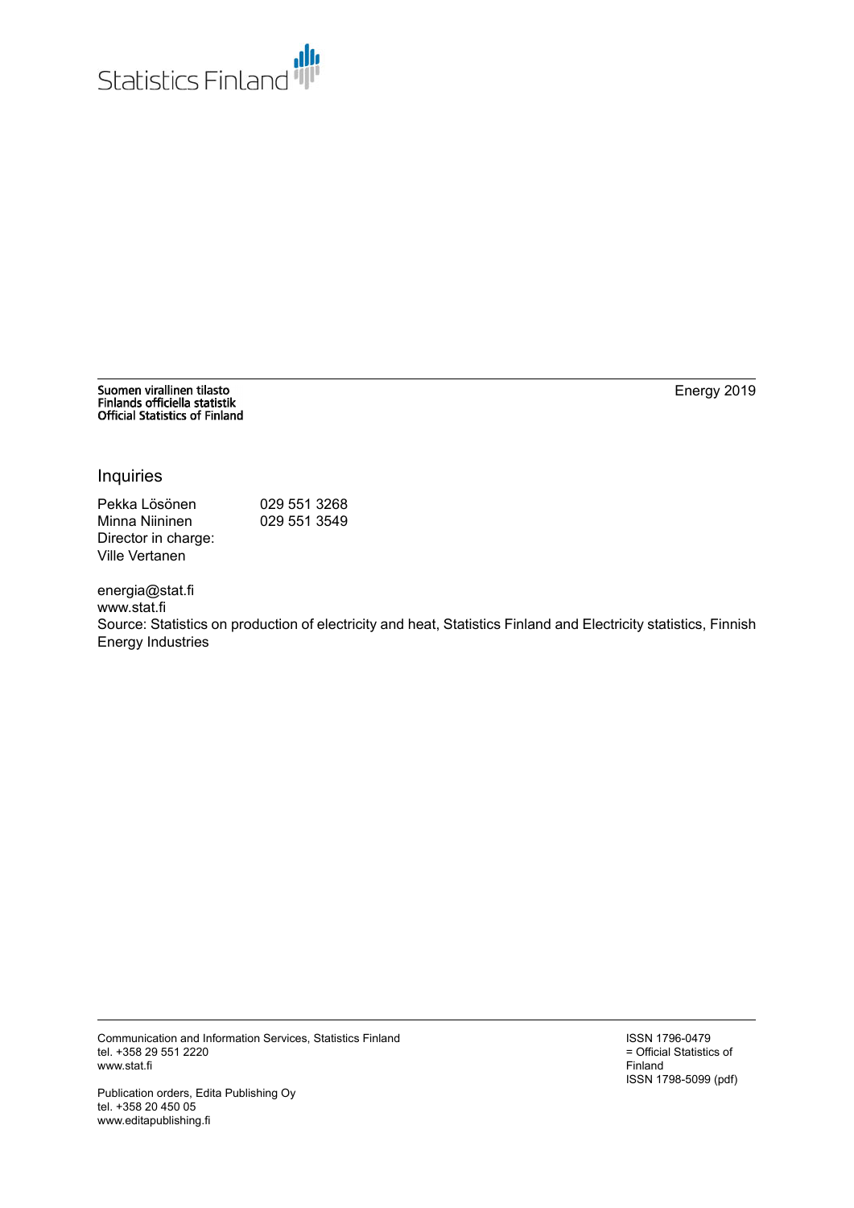Statistics Finland

Suomen virallinen tilasto
Finlands officiella statistik
Official Statistics of Finland

Energy 2019

## Inquiries

| | |
|---|---|
| Pekka Lösönen | 029 551 3268 |
| Minna Niininen | 029 551 3549 |
| Director in charge: | |
| Ville Vertanen | |

energia@stat.fi
www.stat.fi
Source: Statistics on production of electricity and heat, Statistics Finland and Electricity statistics, Finnish Energy Industries

Communication and Information Services, Statistics Finland
tel. +358 29 551 2220
www.stat.fi

Publication orders, Edita Publishing Oy
tel. +358 20 450 05
www.editapublishing.fi

ISSN 1796-0479
= Official Statistics of Finland
ISSN 1798-5099 (pdf)